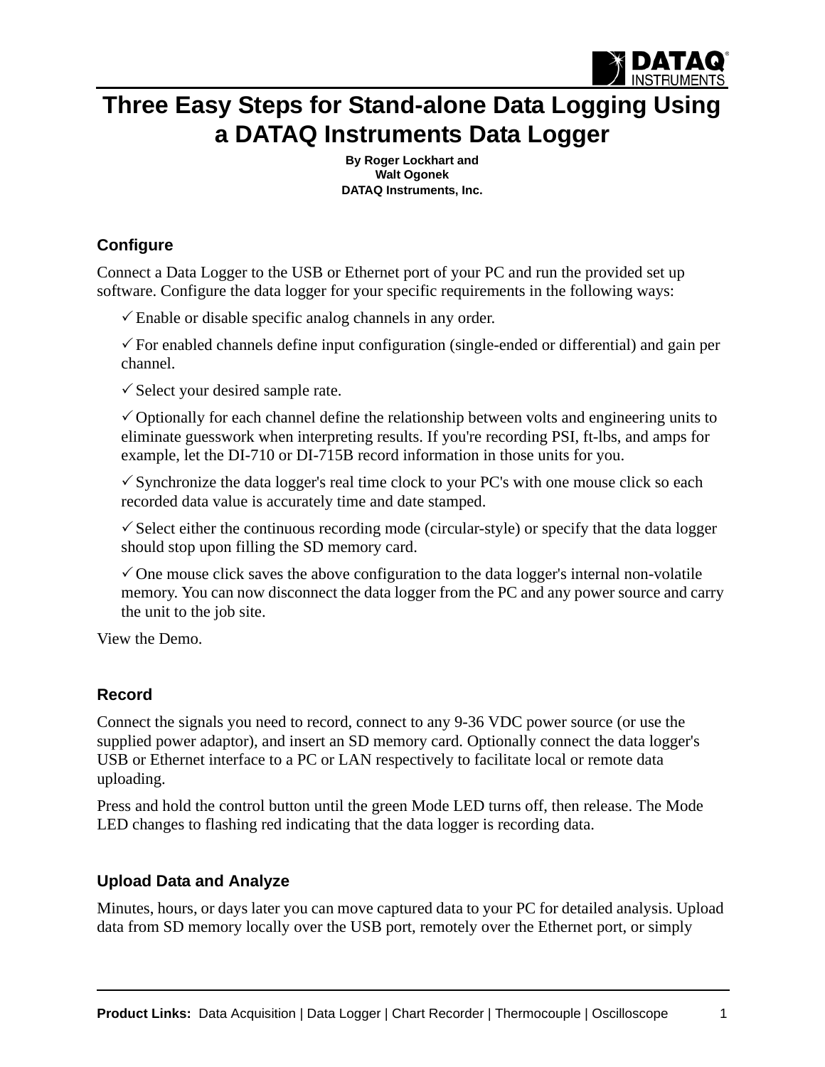# Three Easy Steps for Stand-alone Data Logging Using a DATAQ Instruments Data Logger

**By Roger Lockhart and**
**Walt Ogonek**
**DATAQ Instruments, Inc.**

### Configure

Connect a Data Logger to the USB or Ethernet port of your PC and run the provided set up software. Configure the data logger for your specific requirements in the following ways:

- ✓ Enable or disable specific analog channels in any order.
- ✓ For enabled channels define input configuration (single-ended or differential) and gain per channel.
- ✓ Select your desired sample rate.
- ✓ Optionally for each channel define the relationship between volts and engineering units to eliminate guesswork when interpreting results. If you're recording PSI, ft-lbs, and amps for example, let the DI-710 or DI-715B record information in those units for you.
- ✓ Synchronize the data logger's real time clock to your PC's with one mouse click so each recorded data value is accurately time and date stamped.
- ✓ Select either the continuous recording mode (circular-style) or specify that the data logger should stop upon filling the SD memory card.
- ✓ One mouse click saves the above configuration to the data logger's internal non-volatile memory. You can now disconnect the data logger from the PC and any power source and carry the unit to the job site.

View the Demo.

### Record

Connect the signals you need to record, connect to any 9-36 VDC power source (or use the supplied power adaptor), and insert an SD memory card. Optionally connect the data logger's USB or Ethernet interface to a PC or LAN respectively to facilitate local or remote data uploading.

Press and hold the control button until the green Mode LED turns off, then release. The Mode LED changes to flashing red indicating that the data logger is recording data.

### Upload Data and Analyze

Minutes, hours, or days later you can move captured data to your PC for detailed analysis. Upload data from SD memory locally over the USB port, remotely over the Ethernet port, or simply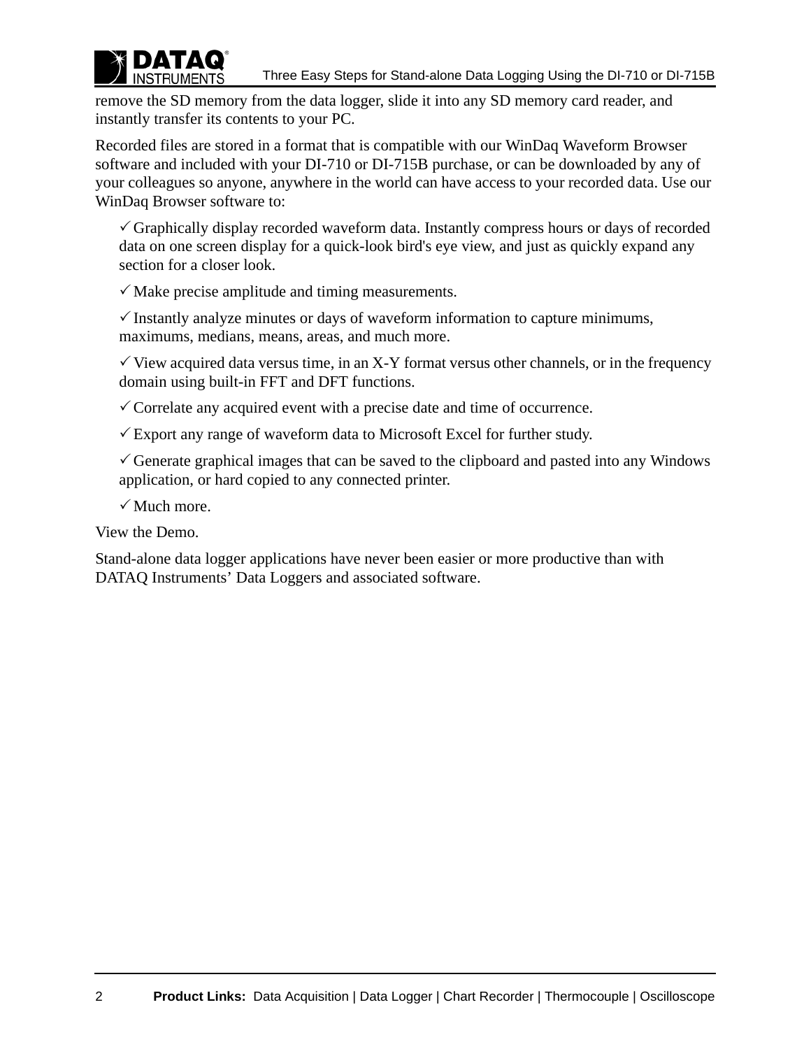remove the SD memory from the data logger, slide it into any SD memory card reader, and instantly transfer its contents to your PC.

Recorded files are stored in a format that is compatible with our WinDaq Waveform Browser software and included with your DI-710 or DI-715B purchase, or can be downloaded by any of your colleagues so anyone, anywhere in the world can have access to your recorded data. Use our WinDaq Browser software to:

- ✓ Graphically display recorded waveform data. Instantly compress hours or days of recorded data on one screen display for a quick-look bird's eye view, and just as quickly expand any section for a closer look.
- ✓ Make precise amplitude and timing measurements.
- ✓ Instantly analyze minutes or days of waveform information to capture minimums, maximums, medians, means, areas, and much more.
- ✓ View acquired data versus time, in an X-Y format versus other channels, or in the frequency domain using built-in FFT and DFT functions.
- ✓ Correlate any acquired event with a precise date and time of occurrence.
- ✓ Export any range of waveform data to Microsoft Excel for further study.
- ✓ Generate graphical images that can be saved to the clipboard and pasted into any Windows application, or hard copied to any connected printer.
- ✓ Much more.

View the Demo.

Stand-alone data logger applications have never been easier or more productive than with DATAQ Instruments' Data Loggers and associated software.